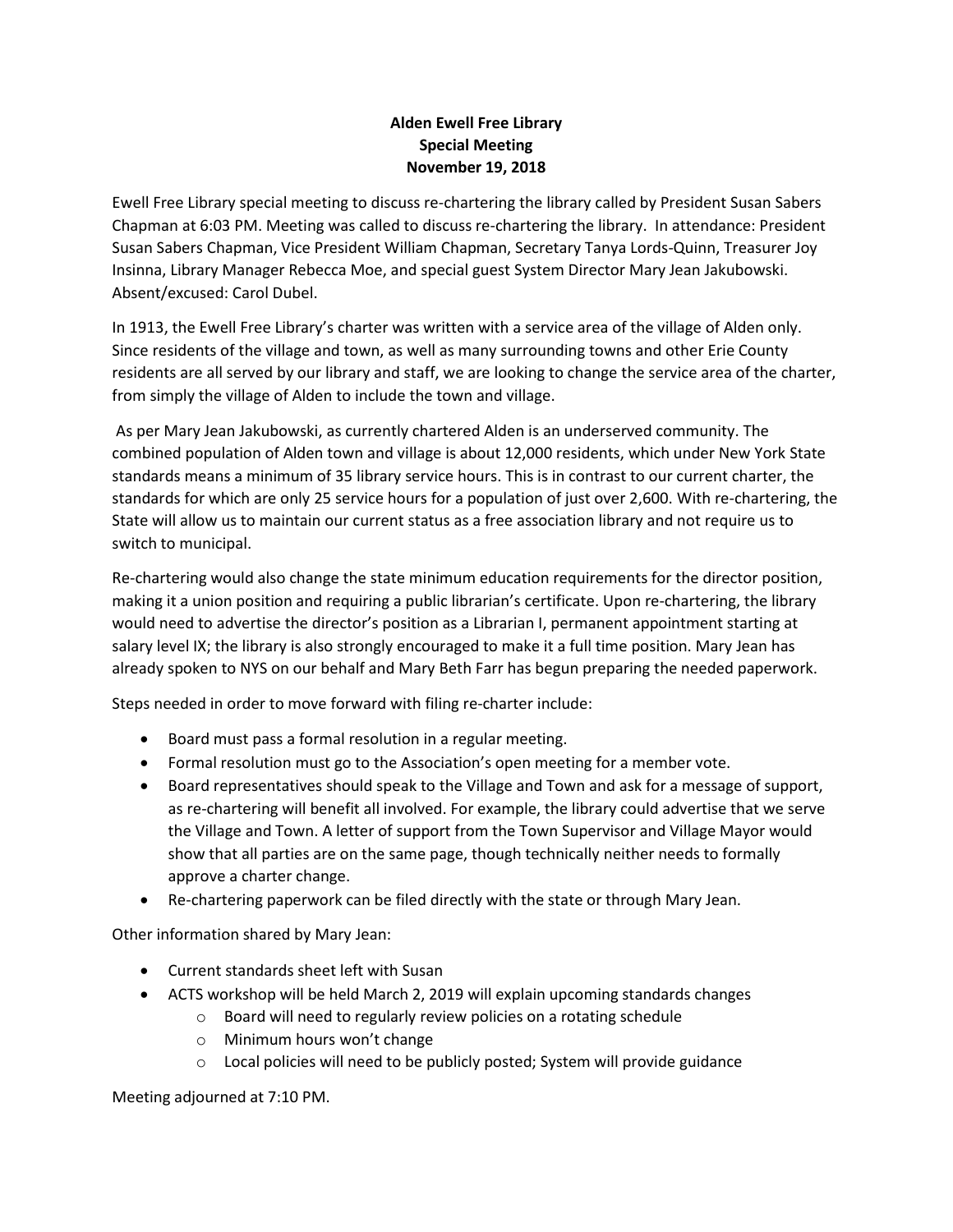**Alden Ewell Free Library**
**Special Meeting**
**November 19, 2018**

Ewell Free Library special meeting to discuss re-chartering the library called by President Susan Sabers Chapman at 6:03 PM. Meeting was called to discuss re-chartering the library. In attendance: President Susan Sabers Chapman, Vice President William Chapman, Secretary Tanya Lords-Quinn, Treasurer Joy Insinna, Library Manager Rebecca Moe, and special guest System Director Mary Jean Jakubowski. Absent/excused: Carol Dubel.

In 1913, the Ewell Free Library's charter was written with a service area of the village of Alden only. Since residents of the village and town, as well as many surrounding towns and other Erie County residents are all served by our library and staff, we are looking to change the service area of the charter, from simply the village of Alden to include the town and village.

As per Mary Jean Jakubowski, as currently chartered Alden is an underserved community. The combined population of Alden town and village is about 12,000 residents, which under New York State standards means a minimum of 35 library service hours. This is in contrast to our current charter, the standards for which are only 25 service hours for a population of just over 2,600. With re-chartering, the State will allow us to maintain our current status as a free association library and not require us to switch to municipal.

Re-chartering would also change the state minimum education requirements for the director position, making it a union position and requiring a public librarian's certificate. Upon re-chartering, the library would need to advertise the director's position as a Librarian I, permanent appointment starting at salary level IX; the library is also strongly encouraged to make it a full time position. Mary Jean has already spoken to NYS on our behalf and Mary Beth Farr has begun preparing the needed paperwork.

Steps needed in order to move forward with filing re-charter include:

- Board must pass a formal resolution in a regular meeting.
- Formal resolution must go to the Association's open meeting for a member vote.
- Board representatives should speak to the Village and Town and ask for a message of support, as re-chartering will benefit all involved. For example, the library could advertise that we serve the Village and Town. A letter of support from the Town Supervisor and Village Mayor would show that all parties are on the same page, though technically neither needs to formally approve a charter change.
- Re-chartering paperwork can be filed directly with the state or through Mary Jean.

Other information shared by Mary Jean:

- Current standards sheet left with Susan
- ACTS workshop will be held March 2, 2019 will explain upcoming standards changes
    - Board will need to regularly review policies on a rotating schedule
    - Minimum hours won't change
    - Local policies will need to be publicly posted; System will provide guidance

Meeting adjourned at 7:10 PM.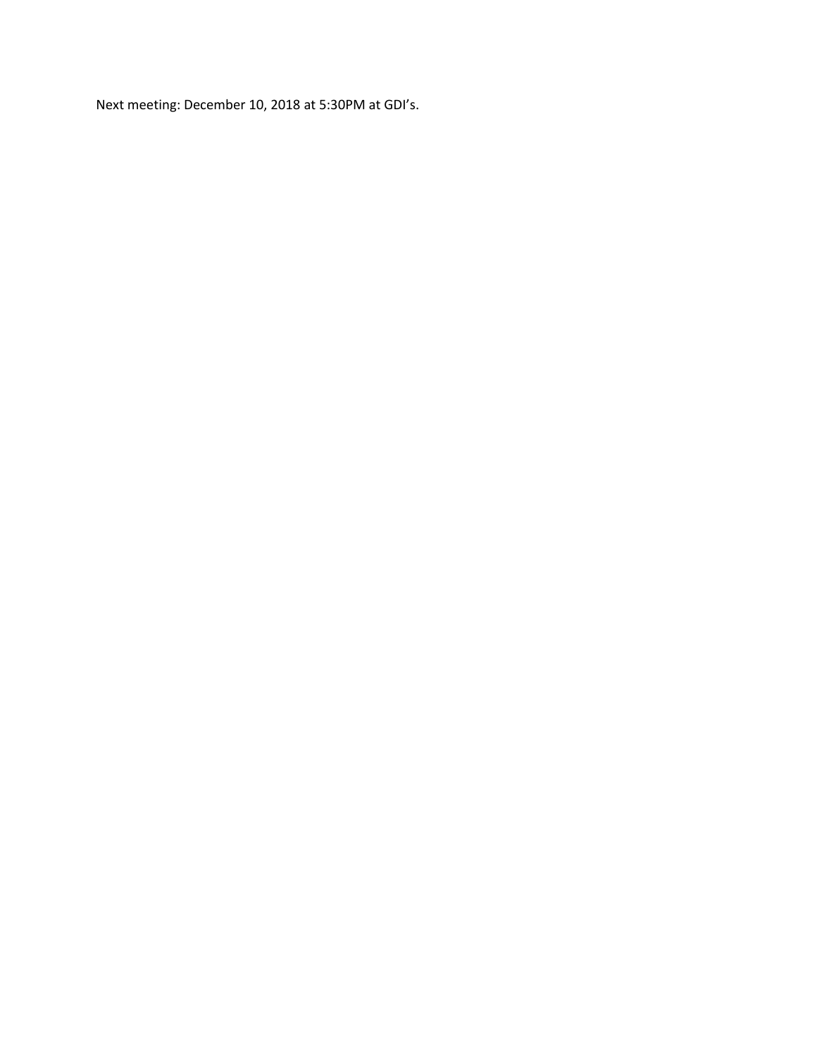Next meeting: December 10, 2018 at 5:30PM at GDI's.